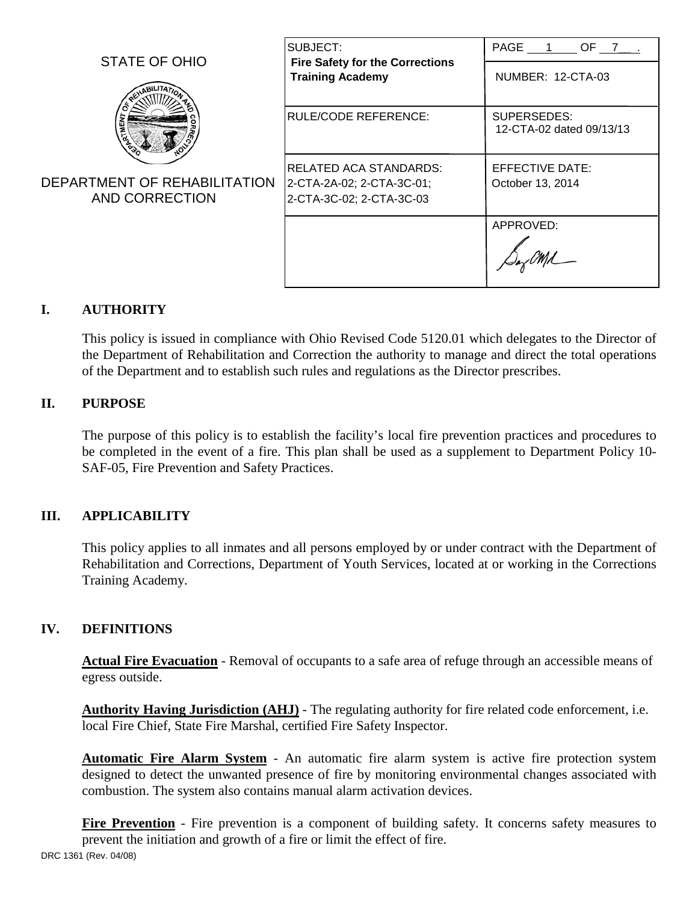STATE OF OHIO

DEPARTMENT OF REHABILITATION AND CORRECTION

| SUBJECT: **Fire Safety for the Corrections Training Academy** | PAGE 1 OF 7 . NUMBER: 12-CTA-03 |
|---|---|
| RULE/CODE REFERENCE: | SUPERSEDES: 12-CTA-02 dated 09/13/13 |
| RELATED ACA STANDARDS: 2-CTA-2A-02; 2-CTA-3C-01; 2-CTA-3C-02; 2-CTA-3C-03 | EFFECTIVE DATE: October 13, 2014 |
| | APPROVED: |

## I. AUTHORITY

This policy is issued in compliance with Ohio Revised Code 5120.01 which delegates to the Director of the Department of Rehabilitation and Correction the authority to manage and direct the total operations of the Department and to establish such rules and regulations as the Director prescribes.

## II. PURPOSE

The purpose of this policy is to establish the facility's local fire prevention practices and procedures to be completed in the event of a fire. This plan shall be used as a supplement to Department Policy 10-SAF-05, Fire Prevention and Safety Practices.

## III. APPLICABILITY

This policy applies to all inmates and all persons employed by or under contract with the Department of Rehabilitation and Corrections, Department of Youth Services, located at or working in the Corrections Training Academy.

## IV. DEFINITIONS

**Actual Fire Evacuation** - Removal of occupants to a safe area of refuge through an accessible means of egress outside.

**Authority Having Jurisdiction (AHJ)** - The regulating authority for fire related code enforcement, i.e. local Fire Chief, State Fire Marshal, certified Fire Safety Inspector.

**Automatic Fire Alarm System** - An automatic fire alarm system is active fire protection system designed to detect the unwanted presence of fire by monitoring environmental changes associated with combustion. The system also contains manual alarm activation devices.

**Fire Prevention** - Fire prevention is a component of building safety. It concerns safety measures to prevent the initiation and growth of a fire or limit the effect of fire.

DRC 1361 (Rev. 04/08)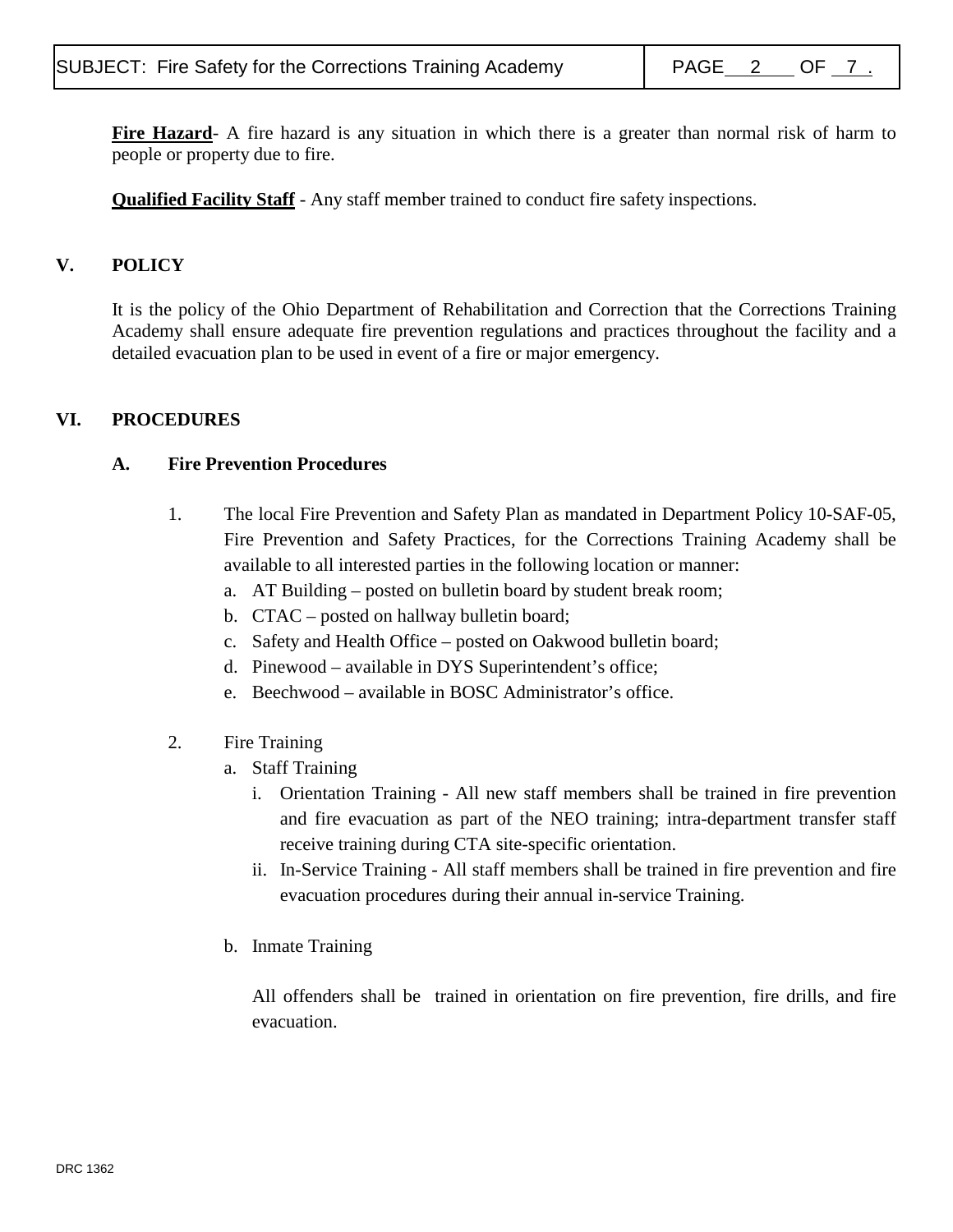**Fire Hazard**- A fire hazard is any situation in which there is a greater than normal risk of harm to people or property due to fire.

**Qualified Facility Staff** - Any staff member trained to conduct fire safety inspections.

## V. POLICY

It is the policy of the Ohio Department of Rehabilitation and Correction that the Corrections Training Academy shall ensure adequate fire prevention regulations and practices throughout the facility and a detailed evacuation plan to be used in event of a fire or major emergency.

## VI. PROCEDURES

### A. Fire Prevention Procedures

1. The local Fire Prevention and Safety Plan as mandated in Department Policy 10-SAF-05, Fire Prevention and Safety Practices, for the Corrections Training Academy shall be available to all interested parties in the following location or manner:
   a. AT Building – posted on bulletin board by student break room;
   b. CTAC – posted on hallway bulletin board;
   c. Safety and Health Office – posted on Oakwood bulletin board;
   d. Pinewood – available in DYS Superintendent's office;
   e. Beechwood – available in BOSC Administrator's office.

2. Fire Training
   a. Staff Training
      i. Orientation Training - All new staff members shall be trained in fire prevention and fire evacuation as part of the NEO training; intra-department transfer staff receive training during CTA site-specific orientation.
      ii. In-Service Training - All staff members shall be trained in fire prevention and fire evacuation procedures during their annual in-service Training.

   b. Inmate Training

      All offenders shall be trained in orientation on fire prevention, fire drills, and fire evacuation.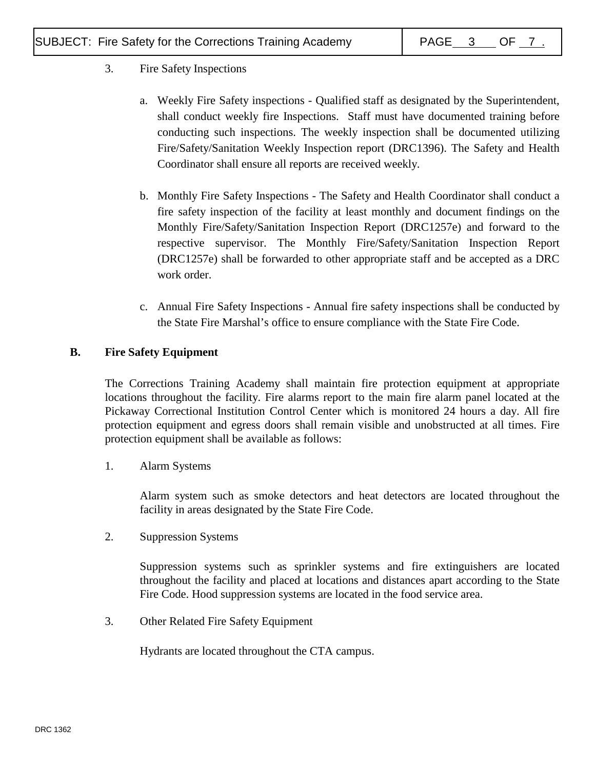3. Fire Safety Inspections

   a. Weekly Fire Safety inspections - Qualified staff as designated by the Superintendent, shall conduct weekly fire Inspections. Staff must have documented training before conducting such inspections. The weekly inspection shall be documented utilizing Fire/Safety/Sanitation Weekly Inspection report (DRC1396). The Safety and Health Coordinator shall ensure all reports are received weekly.

   b. Monthly Fire Safety Inspections - The Safety and Health Coordinator shall conduct a fire safety inspection of the facility at least monthly and document findings on the Monthly Fire/Safety/Sanitation Inspection Report (DRC1257e) and forward to the respective supervisor. The Monthly Fire/Safety/Sanitation Inspection Report (DRC1257e) shall be forwarded to other appropriate staff and be accepted as a DRC work order.

   c. Annual Fire Safety Inspections - Annual fire safety inspections shall be conducted by the State Fire Marshal's office to ensure compliance with the State Fire Code.

**B. Fire Safety Equipment**

The Corrections Training Academy shall maintain fire protection equipment at appropriate locations throughout the facility. Fire alarms report to the main fire alarm panel located at the Pickaway Correctional Institution Control Center which is monitored 24 hours a day. All fire protection equipment and egress doors shall remain visible and unobstructed at all times. Fire protection equipment shall be available as follows:

1. Alarm Systems

   Alarm system such as smoke detectors and heat detectors are located throughout the facility in areas designated by the State Fire Code.

2. Suppression Systems

   Suppression systems such as sprinkler systems and fire extinguishers are located throughout the facility and placed at locations and distances apart according to the State Fire Code. Hood suppression systems are located in the food service area.

3. Other Related Fire Safety Equipment

   Hydrants are located throughout the CTA campus.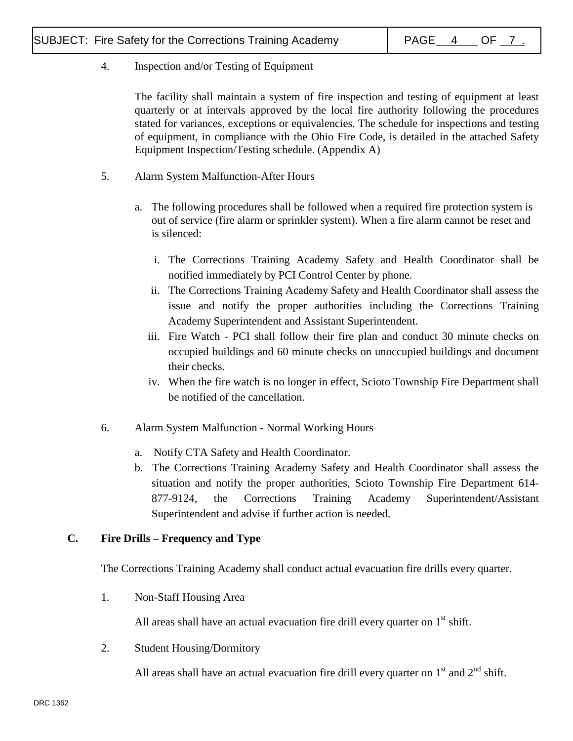4. Inspection and/or Testing of Equipment

   The facility shall maintain a system of fire inspection and testing of equipment at least quarterly or at intervals approved by the local fire authority following the procedures stated for variances, exceptions or equivalencies. The schedule for inspections and testing of equipment, in compliance with the Ohio Fire Code, is detailed in the attached Safety Equipment Inspection/Testing schedule. (Appendix A)

5. Alarm System Malfunction-After Hours

   a. The following procedures shall be followed when a required fire protection system is out of service (fire alarm or sprinkler system). When a fire alarm cannot be reset and is silenced:

      i. The Corrections Training Academy Safety and Health Coordinator shall be notified immediately by PCI Control Center by phone.
      ii. The Corrections Training Academy Safety and Health Coordinator shall assess the issue and notify the proper authorities including the Corrections Training Academy Superintendent and Assistant Superintendent.
      iii. Fire Watch - PCI shall follow their fire plan and conduct 30 minute checks on occupied buildings and 60 minute checks on unoccupied buildings and document their checks.
      iv. When the fire watch is no longer in effect, Scioto Township Fire Department shall be notified of the cancellation.

6. Alarm System Malfunction - Normal Working Hours

   a. Notify CTA Safety and Health Coordinator.
   b. The Corrections Training Academy Safety and Health Coordinator shall assess the situation and notify the proper authorities, Scioto Township Fire Department 614-877-9124, the Corrections Training Academy Superintendent/Assistant Superintendent and advise if further action is needed.

**C. Fire Drills – Frequency and Type**

The Corrections Training Academy shall conduct actual evacuation fire drills every quarter.

1. Non-Staff Housing Area

   All areas shall have an actual evacuation fire drill every quarter on 1st shift.

2. Student Housing/Dormitory

   All areas shall have an actual evacuation fire drill every quarter on 1st and 2nd shift.

DRC 1362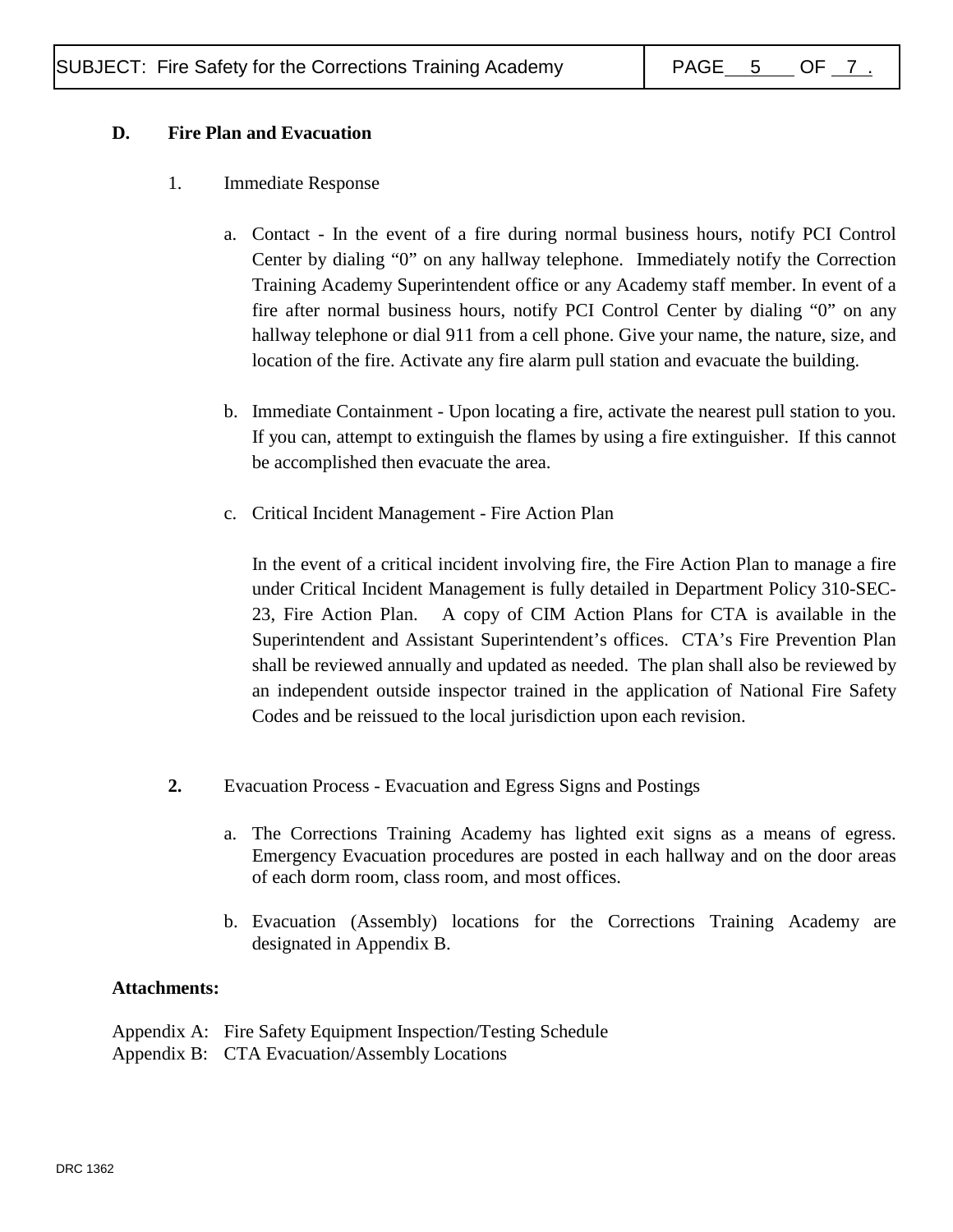**D. Fire Plan and Evacuation**

1. Immediate Response

   a. Contact - In the event of a fire during normal business hours, notify PCI Control Center by dialing "0" on any hallway telephone. Immediately notify the Correction Training Academy Superintendent office or any Academy staff member. In event of a fire after normal business hours, notify PCI Control Center by dialing "0" on any hallway telephone or dial 911 from a cell phone. Give your name, the nature, size, and location of the fire. Activate any fire alarm pull station and evacuate the building.

   b. Immediate Containment - Upon locating a fire, activate the nearest pull station to you. If you can, attempt to extinguish the flames by using a fire extinguisher. If this cannot be accomplished then evacuate the area.

   c. Critical Incident Management - Fire Action Plan

      In the event of a critical incident involving fire, the Fire Action Plan to manage a fire under Critical Incident Management is fully detailed in Department Policy 310-SEC-23, Fire Action Plan. A copy of CIM Action Plans for CTA is available in the Superintendent and Assistant Superintendent's offices. CTA's Fire Prevention Plan shall be reviewed annually and updated as needed. The plan shall also be reviewed by an independent outside inspector trained in the application of National Fire Safety Codes and be reissued to the local jurisdiction upon each revision.

**2.** Evacuation Process - Evacuation and Egress Signs and Postings

   a. The Corrections Training Academy has lighted exit signs as a means of egress. Emergency Evacuation procedures are posted in each hallway and on the door areas of each dorm room, class room, and most offices.

   b. Evacuation (Assembly) locations for the Corrections Training Academy are designated in Appendix B.

**Attachments:**

Appendix A: Fire Safety Equipment Inspection/Testing Schedule
Appendix B: CTA Evacuation/Assembly Locations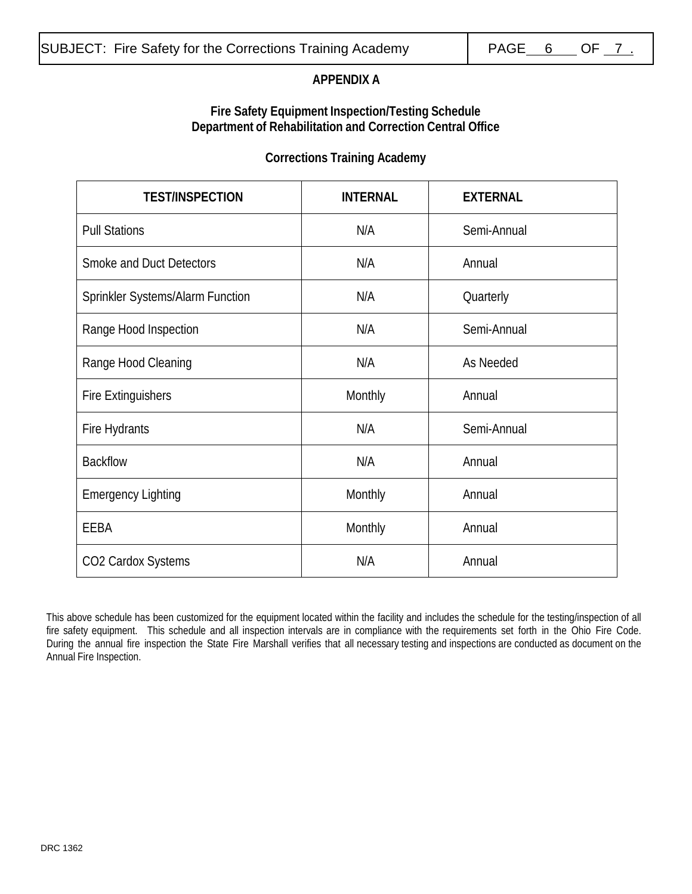## APPENDIX A

### Fire Safety Equipment Inspection/Testing Schedule
### Department of Rehabilitation and Correction Central Office

### Corrections Training Academy

| TEST/INSPECTION | INTERNAL | EXTERNAL |
|---|---|---|
| Pull Stations | N/A | Semi-Annual |
| Smoke and Duct Detectors | N/A | Annual |
| Sprinkler Systems/Alarm Function | N/A | Quarterly |
| Range Hood Inspection | N/A | Semi-Annual |
| Range Hood Cleaning | N/A | As Needed |
| Fire Extinguishers | Monthly | Annual |
| Fire Hydrants | N/A | Semi-Annual |
| Backflow | N/A | Annual |
| Emergency Lighting | Monthly | Annual |
| EEBA | Monthly | Annual |
| CO2 Cardox Systems | N/A | Annual |

This above schedule has been customized for the equipment located within the facility and includes the schedule for the testing/inspection of all fire safety equipment. This schedule and all inspection intervals are in compliance with the requirements set forth in the Ohio Fire Code. During the annual fire inspection the State Fire Marshall verifies that all necessary testing and inspections are conducted as document on the Annual Fire Inspection.

DRC 1362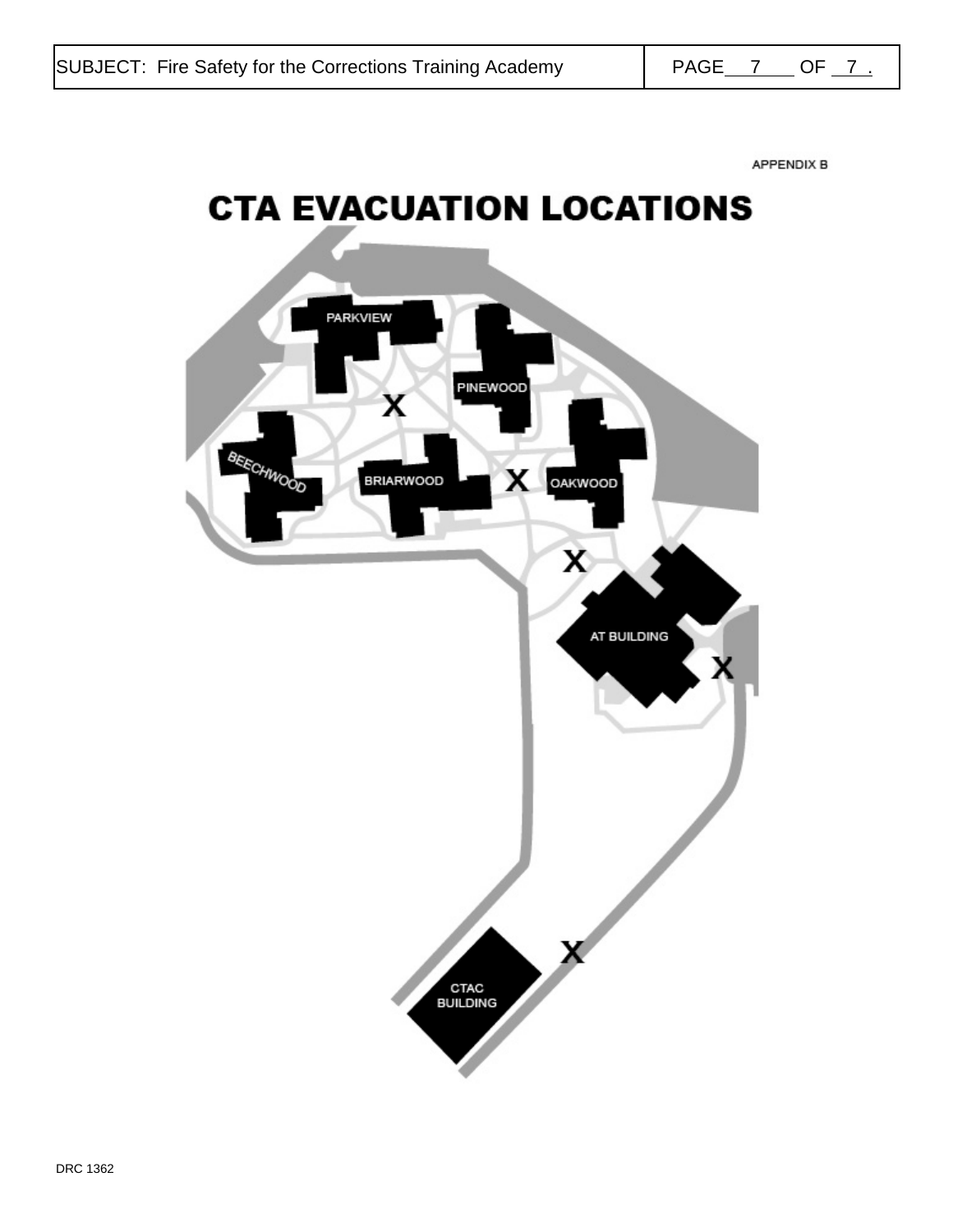APPENDIX B

# CTA EVACUATION LOCATIONS

PARKVIEW

PINEWOOD

BEECHWOOD

BRIARWOOD

OAKWOOD

AT BUILDING

CTAC BUILDING

DRC 1362